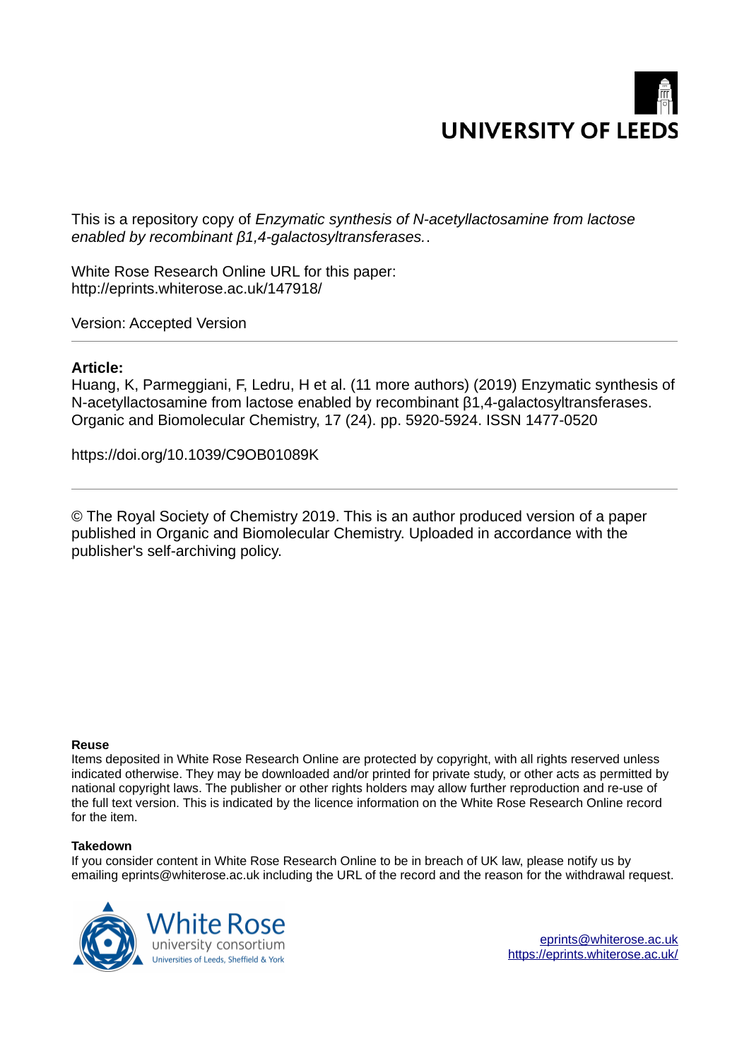UNIVERSITY OF LEEDS

This is a repository copy of *Enzymatic synthesis of N-acetyllactosamine from lactose enabled by recombinant β1,4-galactosyltransferases.*.

White Rose Research Online URL for this paper:
http://eprints.whiterose.ac.uk/147918/

Version: Accepted Version

---

**Article:**

Huang, K, Parmeggiani, F, Ledru, H et al. (11 more authors) (2019) Enzymatic synthesis of N-acetyllactosamine from lactose enabled by recombinant β1,4-galactosyltransferases. Organic and Biomolecular Chemistry, 17 (24). pp. 5920-5924. ISSN 1477-0520

https://doi.org/10.1039/C9OB01089K

---

© The Royal Society of Chemistry 2019. This is an author produced version of a paper published in Organic and Biomolecular Chemistry. Uploaded in accordance with the publisher's self-archiving policy.

**Reuse**

Items deposited in White Rose Research Online are protected by copyright, with all rights reserved unless indicated otherwise. They may be downloaded and/or printed for private study, or other acts as permitted by national copyright laws. The publisher or other rights holders may allow further reproduction and re-use of the full text version. This is indicated by the licence information on the White Rose Research Online record for the item.

**Takedown**

If you consider content in White Rose Research Online to be in breach of UK law, please notify us by emailing eprints@whiterose.ac.uk including the URL of the record and the reason for the withdrawal request.

White Rose university consortium
Universities of Leeds, Sheffield & York

eprints@whiterose.ac.uk
https://eprints.whiterose.ac.uk/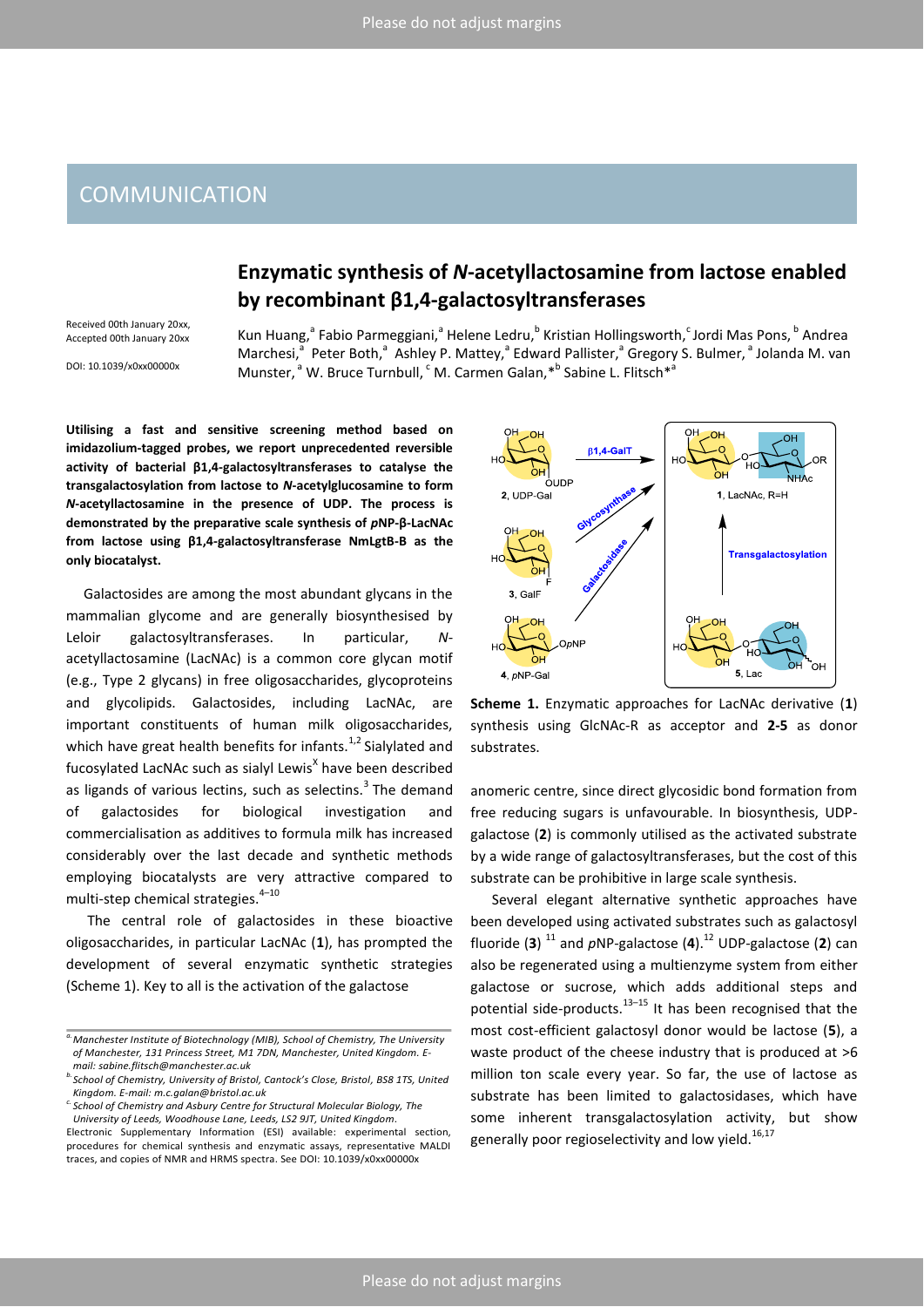# COMMUNICATION

## Enzymatic synthesis of *N*-acetyllactosamine from lactose enabled by recombinant β1,4-galactosyltransferases

Received 00th January 20xx,
Accepted 00th January 20xx

DOI: 10.1039/x0xx00000x

Kun Huang,[a] Fabio Parmeggiani,[a] Helene Ledru,[b] Kristian Hollingsworth,[c] Jordi Mas Pons,[b] Andrea Marchesi,[a] Peter Both,[a] Ashley P. Mattey,[a] Edward Pallister,[a] Gregory S. Bulmer,[a] Jolanda M. van Munster,[a] W. Bruce Turnbull,[c] M. Carmen Galan,*[b] Sabine L. Flitsch*[a]

**Utilising a fast and sensitive screening method based on imidazolium-tagged probes, we report unprecedented reversible activity of bacterial β1,4-galactosyltransferases to catalyse the transgalactosylation from lactose to *N*-acetylglucosamine to form *N*-acetyllactosamine in the presence of UDP. The process is demonstrated by the preparative scale synthesis of *p*NP-β-LacNAc from lactose using β1,4-galactosyltransferase NmLgtB-B as the only biocatalyst.**

Galactosides are among the most abundant glycans in the mammalian glycome and are generally biosynthesised by Leloir galactosyltransferases. In particular, *N*-acetyllactosamine (LacNAc) is a common core glycan motif (e.g., Type 2 glycans) in free oligosaccharides, glycoproteins and glycolipids. Galactosides, including LacNAc, are important constituents of human milk oligosaccharides, which have great health benefits for infants.[1,2] Sialylated and fucosylated LacNAc such as sialyl Lewis[X] have been described as ligands of various lectins, such as selectins.[3] The demand of galactosides for biological investigation and commercialisation as additives to formula milk has increased considerably over the last decade and synthetic methods employing biocatalysts are very attractive compared to multi-step chemical strategies.[4–10]

The central role of galactosides in these bioactive oligosaccharides, in particular LacNAc (**1**), has prompted the development of several enzymatic synthetic strategies (Scheme 1). Key to all is the activation of the galactose anomeric centre, since direct glycosidic bond formation from free reducing sugars is unfavourable. In biosynthesis, UDP-galactose (**2**) is commonly utilised as the activated substrate by a wide range of galactosyltransferases, but the cost of this substrate can be prohibitive in large scale synthesis.

**Scheme 1.** Enzymatic approaches for LacNAc derivative (**1**) synthesis using GlcNAc-R as acceptor and **2-5** as donor substrates.

Several elegant alternative synthetic approaches have been developed using activated substrates such as galactosyl fluoride (**3**)[11] and *p*NP-galactose (**4**).[12] UDP-galactose (**2**) can also be regenerated using a multienzyme system from either galactose or sucrose, which adds additional steps and potential side-products.[13–15] It has been recognised that the most cost-efficient galactosyl donor would be lactose (**5**), a waste product of the cheese industry that is produced at >6 million ton scale every year. So far, the use of lactose as substrate has been limited to galactosidases, which have some inherent transgalactosylation activity, but show generally poor regioselectivity and low yield.[16,17]

---

[a] Manchester Institute of Biotechnology (MIB), School of Chemistry, The University of Manchester, 131 Princess Street, M1 7DN, Manchester, United Kingdom. E-mail: sabine.flitsch@manchester.ac.uk

[b] School of Chemistry, University of Bristol, Cantock's Close, Bristol, BS8 1TS, United Kingdom. E-mail: m.c.galan@bristol.ac.uk

[c] School of Chemistry and Asbury Centre for Structural Molecular Biology, The University of Leeds, Woodhouse Lane, Leeds, LS2 9JT, United Kingdom.

Electronic Supplementary Information (ESI) available: experimental section, procedures for chemical synthesis and enzymatic assays, representative MALDI traces, and copies of NMR and HRMS spectra. See DOI: 10.1039/x0xx00000x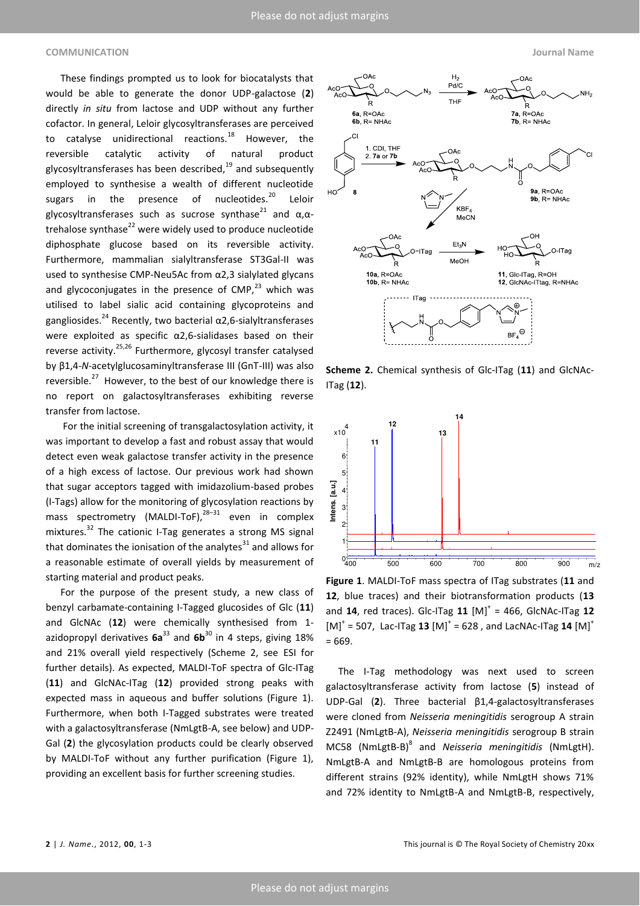These findings prompted us to look for biocatalysts that would be able to generate the donor UDP-galactose (**2**) directly *in situ* from lactose and UDP without any further cofactor. In general, Leloir glycosyltransferases are perceived to catalyse unidirectional reactions.[18] However, the reversible catalytic activity of natural product glycosyltransferases has been described,[19] and subsequently employed to synthesise a wealth of different nucleotide sugars in the presence of nucleotides.[20] Leloir glycosyltransferases such as sucrose synthase[21] and α,α-trehalose synthase[22] were widely used to produce nucleotide diphosphate glucose based on its reversible activity. Furthermore, mammalian sialyltransferase ST3Gal-II was used to synthesise CMP-Neu5Ac from α2,3 sialylated glycans and glycoconjugates in the presence of CMP,[23] which was utilised to label sialic acid containing glycoproteins and gangliosides.[24] Recently, two bacterial α2,6-sialyltransferases were exploited as specific α2,6-sialidases based on their reverse activity.[25,26] Furthermore, glycosyl transfer catalysed by β1,4-*N*-acetylglucosaminyltransferase III (GnT-III) was also reversible.[27] However, to the best of our knowledge there is no report on galactosyltransferases exhibiting reverse transfer from lactose.

For the initial screening of transgalactosylation activity, it was important to develop a fast and robust assay that would detect even weak galactose transfer activity in the presence of a high excess of lactose. Our previous work had shown that sugar acceptors tagged with imidazolium-based probes (I-Tags) allow for the monitoring of glycosylation reactions by mass spectrometry (MALDI-ToF),[28–31] even in complex mixtures.[32] The cationic I-Tag generates a strong MS signal that dominates the ionisation of the analytes[31] and allows for a reasonable estimate of overall yields by measurement of starting material and product peaks.

For the purpose of the present study, a new class of benzyl carbamate-containing I-Tagged glucosides of Glc (**11**) and GlcNAc (**12**) were chemically synthesised from 1-azidopropyl derivatives **6a**[33] and **6b**[30] in 4 steps, giving 18% and 21% overall yield respectively (Scheme 2, see ESI for further details). As expected, MALDI-ToF spectra of Glc-ITag (**11**) and GlcNAc-ITag (**12**) provided strong peaks with expected mass in aqueous and buffer solutions (Figure 1). Furthermore, when both I-Tagged substrates were treated with a galactosyltransferase (NmLgtB-A, see below) and UDP-Gal (**2**) the glycosylation products could be clearly observed by MALDI-ToF without any further purification (Figure 1), providing an excellent basis for further screening studies.

**Scheme 2.** Chemical synthesis of Glc-ITag (**11**) and GlcNAc-ITag (**12**).

**Figure 1**. MALDI-ToF mass spectra of ITag substrates (**11** and **12**, blue traces) and their biotransformation products (**13** and **14**, red traces). Glc-ITag **11** $[M]^+$ = 466, GlcNAc-ITag **12** $[M]^+$ = 507, Lac-ITag **13** $[M]^+$ = 628 , and LacNAc-ITag **14** $[M]^+$ = 669.

The I-Tag methodology was next used to screen galactosyltransferase activity from lactose (**5**) instead of UDP-Gal (**2**). Three bacterial β1,4-galactosyltransferases were cloned from *Neisseria meningitidis* serogroup A strain Z2491 (NmLgtB-A), *Neisseria meningitidis* serogroup B strain MC58 (NmLgtB-B)[8] and *Neisseria meningitidis* (NmLgtH). NmLgtB-A and NmLgtB-B are homologous proteins from different strains (92% identity), while NmLgtH shows 71% and 72% identity to NmLgtB-A and NmLgtB-B, respectively,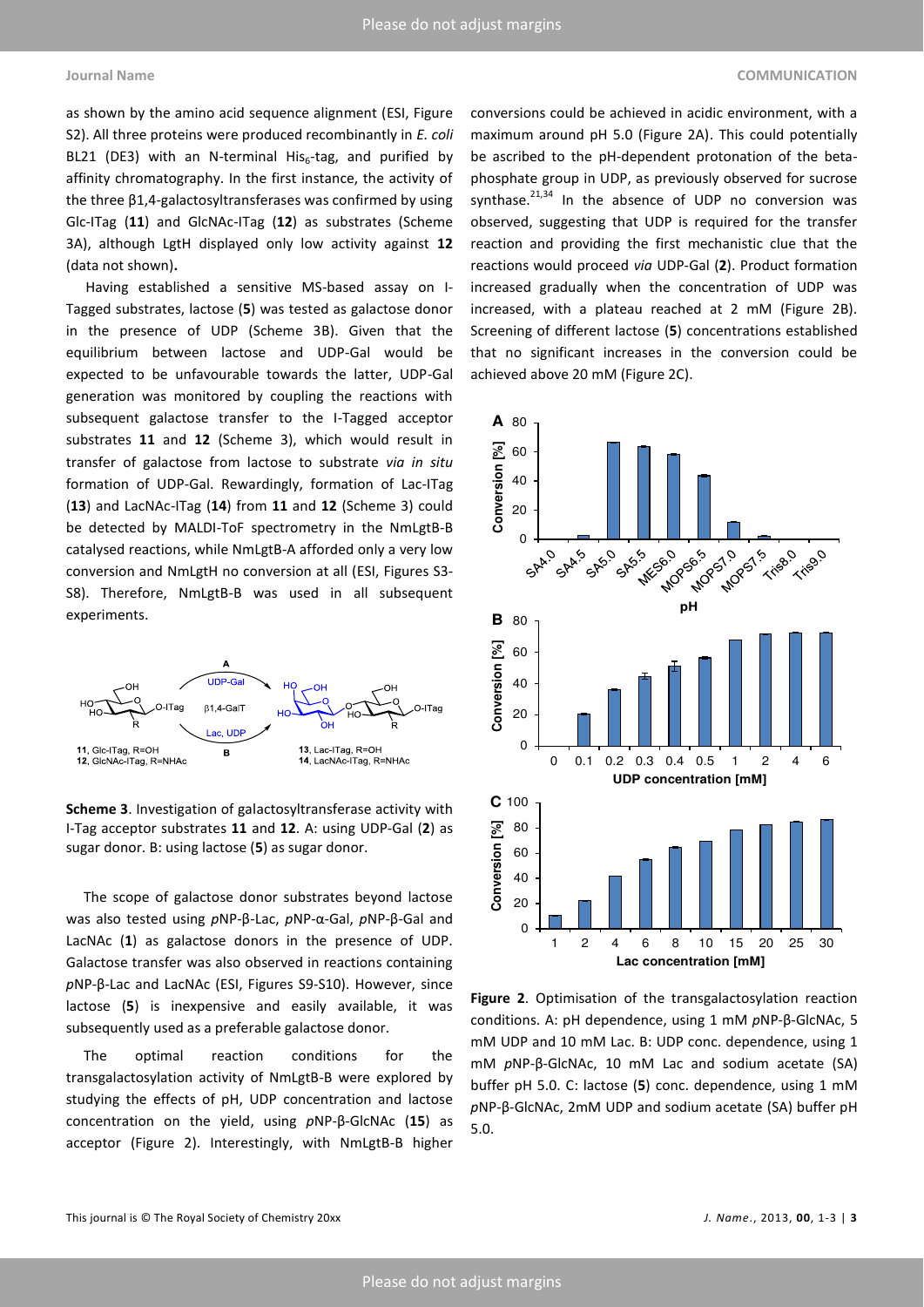as shown by the amino acid sequence alignment (ESI, Figure S2). All three proteins were produced recombinantly in *E. coli* BL21 (DE3) with an N-terminal $His_6$-tag, and purified by affinity chromatography. In the first instance, the activity of the three β1,4-galactosyltransferases was confirmed by using Glc-ITag (**11**) and GlcNAc-ITag (**12**) as substrates (Scheme 3A), although LgtH displayed only low activity against **12** (data not shown).

Having established a sensitive MS-based assay on I-Tagged substrates, lactose (**5**) was tested as galactose donor in the presence of UDP (Scheme 3B). Given that the equilibrium between lactose and UDP-Gal would be expected to be unfavourable towards the latter, UDP-Gal generation was monitored by coupling the reactions with subsequent galactose transfer to the I-Tagged acceptor substrates **11** and **12** (Scheme 3), which would result in transfer of galactose from lactose to substrate *via in situ* formation of UDP-Gal. Rewardingly, formation of Lac-ITag (**13**) and LacNAc-ITag (**14**) from **11** and **12** (Scheme 3) could be detected by MALDI-ToF spectrometry in the NmLgtB-B catalysed reactions, while NmLgtB-A afforded only a very low conversion and NmLgtH no conversion at all (ESI, Figures S3-S8). Therefore, NmLgtB-B was used in all subsequent experiments.

**Scheme 3**. Investigation of galactosyltransferase activity with I-Tag acceptor substrates **11** and **12**. A: using UDP-Gal (**2**) as sugar donor. B: using lactose (**5**) as sugar donor.

The scope of galactose donor substrates beyond lactose was also tested using *p*NP-β-Lac, *p*NP-α-Gal, *p*NP-β-Gal and LacNAc (**1**) as galactose donors in the presence of UDP. Galactose transfer was also observed in reactions containing *p*NP-β-Lac and LacNAc (ESI, Figures S9-S10). However, since lactose (**5**) is inexpensive and easily available, it was subsequently used as a preferable galactose donor.

The optimal reaction conditions for the transgalactosylation activity of NmLgtB-B were explored by studying the effects of pH, UDP concentration and lactose concentration on the yield, using *p*NP-β-GlcNAc (**15**) as acceptor (Figure 2). Interestingly, with NmLgtB-B higher conversions could be achieved in acidic environment, with a maximum around pH 5.0 (Figure 2A). This could potentially be ascribed to the pH-dependent protonation of the beta-phosphate group in UDP, as previously observed for sucrose synthase.[21,34] In the absence of UDP no conversion was observed, suggesting that UDP is required for the transfer reaction and providing the first mechanistic clue that the reactions would proceed *via* UDP-Gal (**2**). Product formation increased gradually when the concentration of UDP was increased, with a plateau reached at 2 mM (Figure 2B). Screening of different lactose (**5**) concentrations established that no significant increases in the conversion could be achieved above 20 mM (Figure 2C).

**Figure 2**. Optimisation of the transgalactosylation reaction conditions. A: pH dependence, using 1 mM *p*NP-β-GlcNAc, 5 mM UDP and 10 mM Lac. B: UDP conc. dependence, using 1 mM *p*NP-β-GlcNAc, 10 mM Lac and sodium acetate (SA) buffer pH 5.0. C: lactose (**5**) conc. dependence, using 1 mM *p*NP-β-GlcNAc, 2mM UDP and sodium acetate (SA) buffer pH 5.0.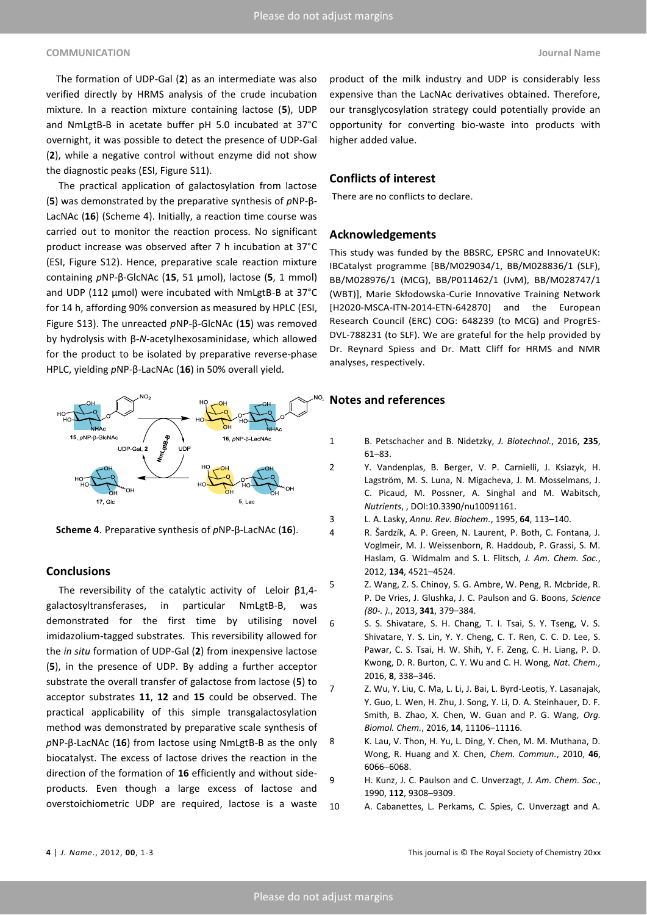The formation of UDP-Gal (**2**) as an intermediate was also verified directly by HRMS analysis of the crude incubation mixture. In a reaction mixture containing lactose (**5**), UDP and NmLgtB-B in acetate buffer pH 5.0 incubated at 37°C overnight, it was possible to detect the presence of UDP-Gal (**2**), while a negative control without enzyme did not show the diagnostic peaks (ESI, Figure S11).

The practical application of galactosylation from lactose (**5**) was demonstrated by the preparative synthesis of *p*NP-β-LacNAc (**16**) (Scheme 4). Initially, a reaction time course was carried out to monitor the reaction process. No significant product increase was observed after 7 h incubation at 37°C (ESI, Figure S12). Hence, preparative scale reaction mixture containing *p*NP-β-GlcNAc (**15**, 51 µmol), lactose (**5**, 1 mmol) and UDP (112 µmol) were incubated with NmLgtB-B at 37°C for 14 h, affording 90% conversion as measured by HPLC (ESI, Figure S13). The unreacted *p*NP-β-GlcNAc (**15**) was removed by hydrolysis with β-*N*-acetylhexosaminidase, which allowed for the product to be isolated by preparative reverse-phase HPLC, yielding *p*NP-β-LacNAc (**16**) in 50% overall yield.

**Scheme 4**. Preparative synthesis of *p*NP-β-LacNAc (**16**).

## Conclusions

The reversibility of the catalytic activity of Leloir β1,4-galactosyltransferases, in particular NmLgtB-B, was demonstrated for the first time by utilising novel imidazolium-tagged substrates. This reversibility allowed for the *in situ* formation of UDP-Gal (**2**) from inexpensive lactose (**5**), in the presence of UDP. By adding a further acceptor substrate the overall transfer of galactose from lactose (**5**) to acceptor substrates **11**, **12** and **15** could be observed. The practical applicability of this simple transgalactosylation method was demonstrated by preparative scale synthesis of *p*NP-β-LacNAc (**16**) from lactose using NmLgtB-B as the only biocatalyst. The excess of lactose drives the reaction in the direction of the formation of **16** efficiently and without side-products. Even though a large excess of lactose and overstoichiometric UDP are required, lactose is a waste product of the milk industry and UDP is considerably less expensive than the LacNAc derivatives obtained. Therefore, our transglycosylation strategy could potentially provide an opportunity for converting bio-waste into products with higher added value.

## Conflicts of interest

There are no conflicts to declare.

## Acknowledgements

This study was funded by the BBSRC, EPSRC and InnovateUK: IBCatalyst programme [BB/M029034/1, BB/M028836/1 (SLF), BB/M028976/1 (MCG), BB/P011462/1 (JvM), BB/M028747/1 (WBT)], Marie Skłodowska-Curie Innovative Training Network [H2020-MSCA-ITN-2014-ETN-642870] and the European Research Council (ERC) COG: 648239 (to MCG) and ProgrES-DVL-788231 (to SLF). We are grateful for the help provided by Dr. Reynard Spiess and Dr. Matt Cliff for HRMS and NMR analyses, respectively.

## Notes and references

1. B. Petschacher and B. Nidetzky, *J. Biotechnol.*, 2016, **235**, 61–83.
2. Y. Vandenplas, B. Berger, V. P. Carnielli, J. Ksiazyk, H. Lagström, M. S. Luna, N. Migacheva, J. M. Mosselmans, J. C. Picaud, M. Possner, A. Singhal and M. Wabitsch, *Nutrients*, , DOI:10.3390/nu10091161.
3. L. A. Lasky, *Annu. Rev. Biochem.*, 1995, **64**, 113–140.
4. R. Šardzík, A. P. Green, N. Laurent, P. Both, C. Fontana, J. Voglmeir, M. J. Weissenborn, R. Haddoub, P. Grassi, S. M. Haslam, G. Widmalm and S. L. Flitsch, *J. Am. Chem. Soc.*, 2012, **134**, 4521–4524.
5. Z. Wang, Z. S. Chinoy, S. G. Ambre, W. Peng, R. Mcbride, R. P. De Vries, J. Glushka, J. C. Paulson and G. Boons, *Science (80-. ).*, 2013, **341**, 379–384.
6. S. S. Shivatare, S. H. Chang, T. I. Tsai, S. Y. Tseng, V. S. Shivatare, Y. S. Lin, Y. Y. Cheng, C. T. Ren, C. C. D. Lee, S. Pawar, C. S. Tsai, H. W. Shih, Y. F. Zeng, C. H. Liang, P. D. Kwong, D. R. Burton, C. Y. Wu and C. H. Wong, *Nat. Chem.*, 2016, **8**, 338–346.
7. Z. Wu, Y. Liu, C. Ma, L. Li, J. Bai, L. Byrd-Leotis, Y. Lasanajak, Y. Guo, L. Wen, H. Zhu, J. Song, Y. Li, D. A. Steinhauer, D. F. Smith, B. Zhao, X. Chen, W. Guan and P. G. Wang, *Org. Biomol. Chem.*, 2016, **14**, 11106–11116.
8. K. Lau, V. Thon, H. Yu, L. Ding, Y. Chen, M. M. Muthana, D. Wong, R. Huang and X. Chen, *Chem. Commun.*, 2010, **46**, 6066–6068.
9. H. Kunz, J. C. Paulson and C. Unverzagt, *J. Am. Chem. Soc.*, 1990, **112**, 9308–9309.
10. A. Cabanettes, L. Perkams, C. Spies, C. Unverzagt and A.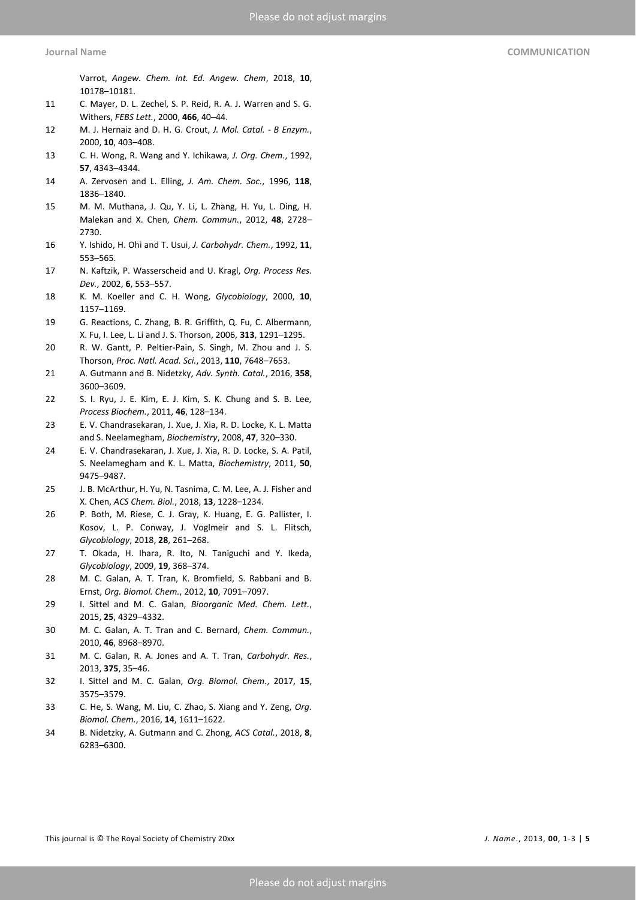Varrot, *Angew. Chem. Int. Ed. Angew. Chem*, 2018, **10**, 10178–10181.

11 C. Mayer, D. L. Zechel, S. P. Reid, R. A. J. Warren and S. G. Withers, *FEBS Lett.*, 2000, **466**, 40–44.

12 M. J. Hernaiz and D. H. G. Crout, *J. Mol. Catal. - B Enzym.*, 2000, **10**, 403–408.

13 C. H. Wong, R. Wang and Y. Ichikawa, *J. Org. Chem.*, 1992, **57**, 4343–4344.

14 A. Zervosen and L. Elling, *J. Am. Chem. Soc.*, 1996, **118**, 1836–1840.

15 M. M. Muthana, J. Qu, Y. Li, L. Zhang, H. Yu, L. Ding, H. Malekan and X. Chen, *Chem. Commun.*, 2012, **48**, 2728–2730.

16 Y. Ishido, H. Ohi and T. Usui, *J. Carbohydr. Chem.*, 1992, **11**, 553–565.

17 N. Kaftzik, P. Wasserscheid and U. Kragl, *Org. Process Res. Dev.*, 2002, **6**, 553–557.

18 K. M. Koeller and C. H. Wong, *Glycobiology*, 2000, **10**, 1157–1169.

19 G. Reactions, C. Zhang, B. R. Griffith, Q. Fu, C. Albermann, X. Fu, I. Lee, L. Li and J. S. Thorson, 2006, **313**, 1291–1295.

20 R. W. Gantt, P. Peltier-Pain, S. Singh, M. Zhou and J. S. Thorson, *Proc. Natl. Acad. Sci.*, 2013, **110**, 7648–7653.

21 A. Gutmann and B. Nidetzky, *Adv. Synth. Catal.*, 2016, **358**, 3600–3609.

22 S. I. Ryu, J. E. Kim, E. J. Kim, S. K. Chung and S. B. Lee, *Process Biochem.*, 2011, **46**, 128–134.

23 E. V. Chandrasekaran, J. Xue, J. Xia, R. D. Locke, K. L. Matta and S. Neelamegham, *Biochemistry*, 2008, **47**, 320–330.

24 E. V. Chandrasekaran, J. Xue, J. Xia, R. D. Locke, S. A. Patil, S. Neelamegham and K. L. Matta, *Biochemistry*, 2011, **50**, 9475–9487.

25 J. B. McArthur, H. Yu, N. Tasnima, C. M. Lee, A. J. Fisher and X. Chen, *ACS Chem. Biol.*, 2018, **13**, 1228–1234.

26 P. Both, M. Riese, C. J. Gray, K. Huang, E. G. Pallister, I. Kosov, L. P. Conway, J. Voglmeir and S. L. Flitsch, *Glycobiology*, 2018, **28**, 261–268.

27 T. Okada, H. Ihara, R. Ito, N. Taniguchi and Y. Ikeda, *Glycobiology*, 2009, **19**, 368–374.

28 M. C. Galan, A. T. Tran, K. Bromfield, S. Rabbani and B. Ernst, *Org. Biomol. Chem.*, 2012, **10**, 7091–7097.

29 I. Sittel and M. C. Galan, *Bioorganic Med. Chem. Lett.*, 2015, **25**, 4329–4332.

30 M. C. Galan, A. T. Tran and C. Bernard, *Chem. Commun.*, 2010, **46**, 8968–8970.

31 M. C. Galan, R. A. Jones and A. T. Tran, *Carbohydr. Res.*, 2013, **375**, 35–46.

32 I. Sittel and M. C. Galan, *Org. Biomol. Chem.*, 2017, **15**, 3575–3579.

33 C. He, S. Wang, M. Liu, C. Zhao, S. Xiang and Y. Zeng, *Org. Biomol. Chem.*, 2016, **14**, 1611–1622.

34 B. Nidetzky, A. Gutmann and C. Zhong, *ACS Catal.*, 2018, **8**, 6283–6300.